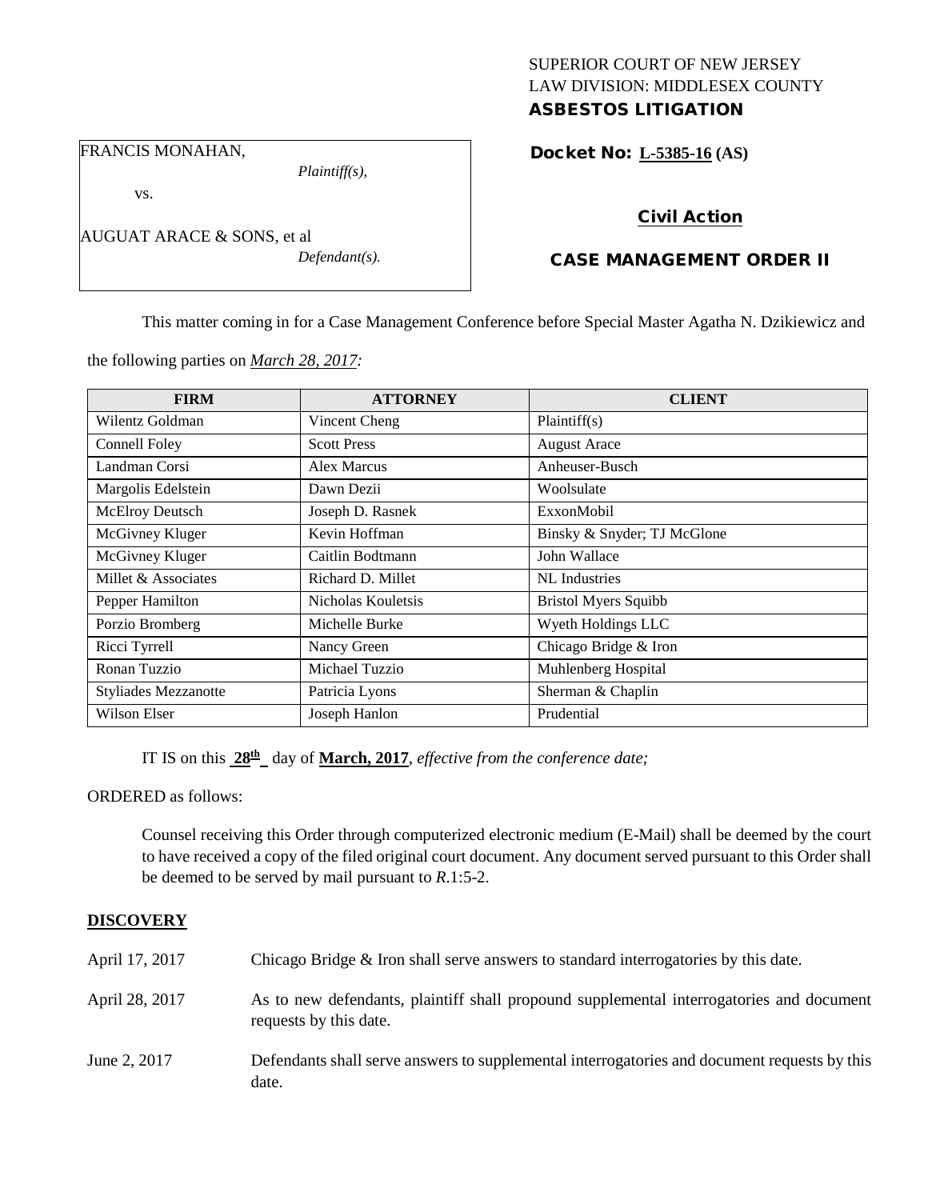SUPERIOR COURT OF NEW JERSEY
LAW DIVISION: MIDDLESEX COUNTY
**ASBESTOS LITIGATION**

FRANCIS MONAHAN,
*Plaintiff(s),*
vs.
AUGUAT ARACE & SONS, et al
*Defendant(s).*

**Docket No: L-5385-16 (AS)**

**Civil Action**

**CASE MANAGEMENT ORDER II**

This matter coming in for a Case Management Conference before Special Master Agatha N. Dzikiewicz and the following parties on *March 28, 2017:*

| FIRM | ATTORNEY | CLIENT |
|---|---|---|
| Wilentz Goldman | Vincent Cheng | Plaintiff(s) |
| Connell Foley | Scott Press | August Arace |
| Landman Corsi | Alex Marcus | Anheuser-Busch |
| Margolis Edelstein | Dawn Dezii | Woolsulate |
| McElroy Deutsch | Joseph D. Rasnek | ExxonMobil |
| McGivney Kluger | Kevin Hoffman | Binsky & Snyder; TJ McGlone |
| McGivney Kluger | Caitlin Bodtmann | John Wallace |
| Millet & Associates | Richard D. Millet | NL Industries |
| Pepper Hamilton | Nicholas Kouletsis | Bristol Myers Squibb |
| Porzio Bromberg | Michelle Burke | Wyeth Holdings LLC |
| Ricci Tyrrell | Nancy Green | Chicago Bridge & Iron |
| Ronan Tuzzio | Michael Tuzzio | Muhlenberg Hospital |
| Styliades Mezzanotte | Patricia Lyons | Sherman & Chaplin |
| Wilson Elser | Joseph Hanlon | Prudential |

IT IS on this **28th** day of **March, 2017**, *effective from the conference date;*

ORDERED as follows:

Counsel receiving this Order through computerized electronic medium (E-Mail) shall be deemed by the court to have received a copy of the filed original court document. Any document served pursuant to this Order shall be deemed to be served by mail pursuant to *R*.1:5-2.

**DISCOVERY**

April 17, 2017 Chicago Bridge & Iron shall serve answers to standard interrogatories by this date.

April 28, 2017 As to new defendants, plaintiff shall propound supplemental interrogatories and document requests by this date.

June 2, 2017 Defendants shall serve answers to supplemental interrogatories and document requests by this date.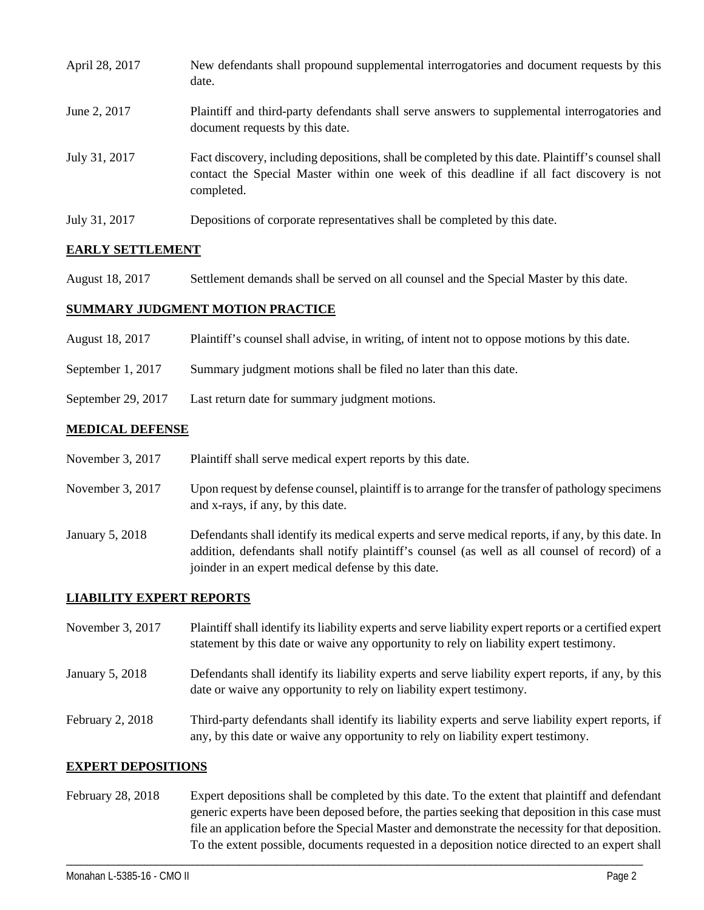| | |
|---|---|
| April 28, 2017 | New defendants shall propound supplemental interrogatories and document requests by this date. |
| June 2, 2017 | Plaintiff and third-party defendants shall serve answers to supplemental interrogatories and document requests by this date. |
| July 31, 2017 | Fact discovery, including depositions, shall be completed by this date. Plaintiff's counsel shall contact the Special Master within one week of this deadline if all fact discovery is not completed. |
| July 31, 2017 | Depositions of corporate representatives shall be completed by this date. |

## EARLY SETTLEMENT

| | |
|---|---|
| August 18, 2017 | Settlement demands shall be served on all counsel and the Special Master by this date. |

## SUMMARY JUDGMENT MOTION PRACTICE

| | |
|---|---|
| August 18, 2017 | Plaintiff's counsel shall advise, in writing, of intent not to oppose motions by this date. |
| September 1, 2017 | Summary judgment motions shall be filed no later than this date. |
| September 29, 2017 | Last return date for summary judgment motions. |

## MEDICAL DEFENSE

| | |
|---|---|
| November 3, 2017 | Plaintiff shall serve medical expert reports by this date. |
| November 3, 2017 | Upon request by defense counsel, plaintiff is to arrange for the transfer of pathology specimens and x-rays, if any, by this date. |
| January 5, 2018 | Defendants shall identify its medical experts and serve medical reports, if any, by this date. In addition, defendants shall notify plaintiff's counsel (as well as all counsel of record) of a joinder in an expert medical defense by this date. |

## LIABILITY EXPERT REPORTS

| | |
|---|---|
| November 3, 2017 | Plaintiff shall identify its liability experts and serve liability expert reports or a certified expert statement by this date or waive any opportunity to rely on liability expert testimony. |
| January 5, 2018 | Defendants shall identify its liability experts and serve liability expert reports, if any, by this date or waive any opportunity to rely on liability expert testimony. |
| February 2, 2018 | Third-party defendants shall identify its liability experts and serve liability expert reports, if any, by this date or waive any opportunity to rely on liability expert testimony. |

## EXPERT DEPOSITIONS

| | |
|---|---|
| February 28, 2018 | Expert depositions shall be completed by this date. To the extent that plaintiff and defendant generic experts have been deposed before, the parties seeking that deposition in this case must file an application before the Special Master and demonstrate the necessity for that deposition. To the extent possible, documents requested in a deposition notice directed to an expert shall |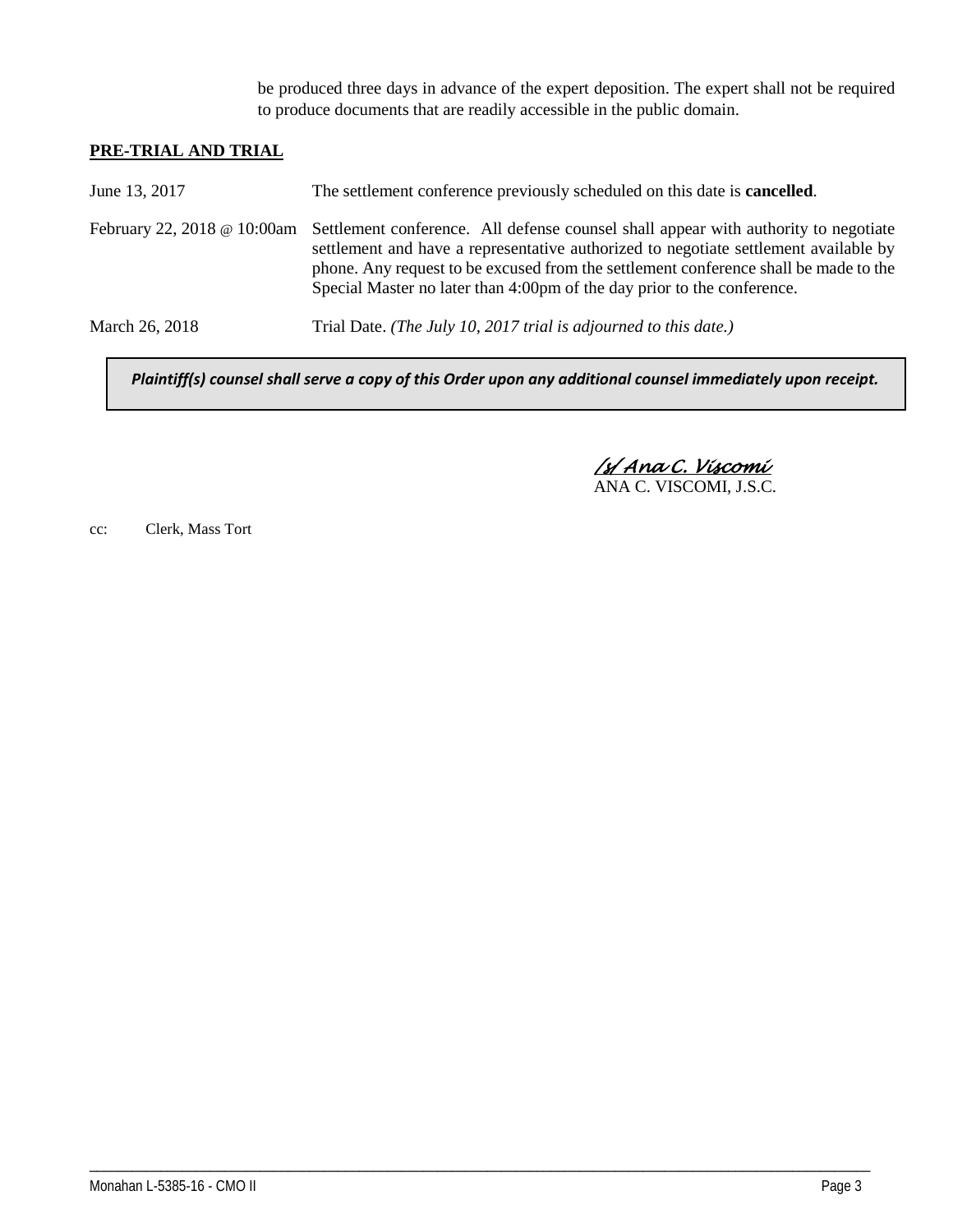be produced three days in advance of the expert deposition. The expert shall not be required to produce documents that are readily accessible in the public domain.

**PRE-TRIAL AND TRIAL**

| | |
|---|---|
| June 13, 2017 | The settlement conference previously scheduled on this date is **cancelled**. |
| February 22, 2018 @ 10:00am | Settlement conference. All defense counsel shall appear with authority to negotiate settlement and have a representative authorized to negotiate settlement available by phone. Any request to be excused from the settlement conference shall be made to the Special Master no later than 4:00pm of the day prior to the conference. |
| March 26, 2018 | Trial Date. *(The July 10, 2017 trial is adjourned to this date.)* |

***Plaintiff(s) counsel shall serve a copy of this Order upon any additional counsel immediately upon receipt.***

*/s/ Ana C. Viscomi*
ANA C. VISCOMI, J.S.C.

cc: Clerk, Mass Tort